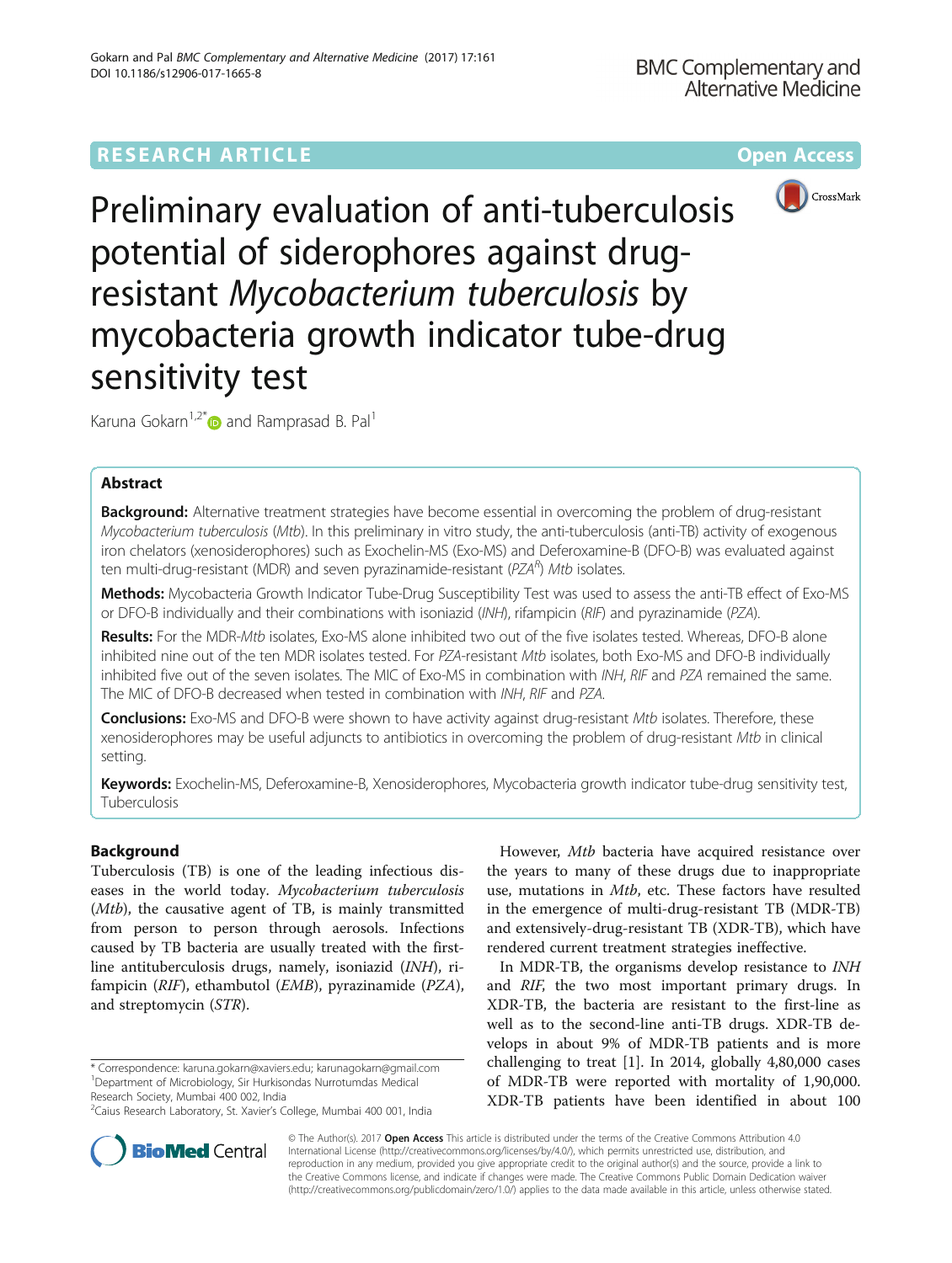RESEARCH ARTICLE

Open Access

# Preliminary evaluation of anti-tuberculosis potential of siderophores against drug-resistant *Mycobacterium tuberculosis* by mycobacteria growth indicator tube-drug sensitivity test

Karuna Gokarn[1,2*] and Ramprasad B. Pal[1]

## Abstract

**Background:** Alternative treatment strategies have become essential in overcoming the problem of drug-resistant *Mycobacterium tuberculosis* (*Mtb*). In this preliminary in vitro study, the anti-tuberculosis (anti-TB) activity of exogenous iron chelators (xenosiderophores) such as Exochelin-MS (Exo-MS) and Deferoxamine-B (DFO-B) was evaluated against ten multi-drug-resistant (MDR) and seven pyrazinamide-resistant (*PZA*[R]) *Mtb* isolates.

**Methods:** Mycobacteria Growth Indicator Tube-Drug Susceptibility Test was used to assess the anti-TB effect of Exo-MS or DFO-B individually and their combinations with isoniazid (*INH*), rifampicin (*RIF*) and pyrazinamide (*PZA*).

**Results:** For the MDR-*Mtb* isolates, Exo-MS alone inhibited two out of the five isolates tested. Whereas, DFO-B alone inhibited nine out of the ten MDR isolates tested. For *PZA*-resistant *Mtb* isolates, both Exo-MS and DFO-B individually inhibited five out of the seven isolates. The MIC of Exo-MS in combination with *INH*, *RIF* and *PZA* remained the same. The MIC of DFO-B decreased when tested in combination with *INH*, *RIF* and *PZA*.

**Conclusions:** Exo-MS and DFO-B were shown to have activity against drug-resistant *Mtb* isolates. Therefore, these xenosiderophores may be useful adjuncts to antibiotics in overcoming the problem of drug-resistant *Mtb* in clinical setting.

**Keywords:** Exochelin-MS, Deferoxamine-B, Xenosiderophores, Mycobacteria growth indicator tube-drug sensitivity test, Tuberculosis

## Background

Tuberculosis (TB) is one of the leading infectious diseases in the world today. *Mycobacterium tuberculosis* (*Mtb*), the causative agent of TB, is mainly transmitted from person to person through aerosols. Infections caused by TB bacteria are usually treated with the first-line antituberculosis drugs, namely, isoniazid (*INH*), rifampicin (*RIF*), ethambutol (*EMB*), pyrazinamide (*PZA*), and streptomycin (*STR*).

However, *Mtb* bacteria have acquired resistance over the years to many of these drugs due to inappropriate use, mutations in *Mtb*, etc. These factors have resulted in the emergence of multi-drug-resistant TB (MDR-TB) and extensively-drug-resistant TB (XDR-TB), which have rendered current treatment strategies ineffective.

In MDR-TB, the organisms develop resistance to *INH* and *RIF*, the two most important primary drugs. In XDR-TB, the bacteria are resistant to the first-line as well as to the second-line anti-TB drugs. XDR-TB develops in about 9% of MDR-TB patients and is more challenging to treat [1]. In 2014, globally 4,80,000 cases of MDR-TB were reported with mortality of 1,90,000. XDR-TB patients have been identified in about 100

\* Correspondence: karuna.gokarn@xaviers.edu; karunagokarn@gmail.com
[1]Department of Microbiology, Sir Hurkisondas Nurrotumdas Medical Research Society, Mumbai 400 002, India
[2]Caius Research Laboratory, St. Xavier's College, Mumbai 400 001, India

© The Author(s). 2017 **Open Access** This article is distributed under the terms of the Creative Commons Attribution 4.0 International License (http://creativecommons.org/licenses/by/4.0/), which permits unrestricted use, distribution, and reproduction in any medium, provided you give appropriate credit to the original author(s) and the source, provide a link to the Creative Commons license, and indicate if changes were made. The Creative Commons Public Domain Dedication waiver (http://creativecommons.org/publicdomain/zero/1.0/) applies to the data made available in this article, unless otherwise stated.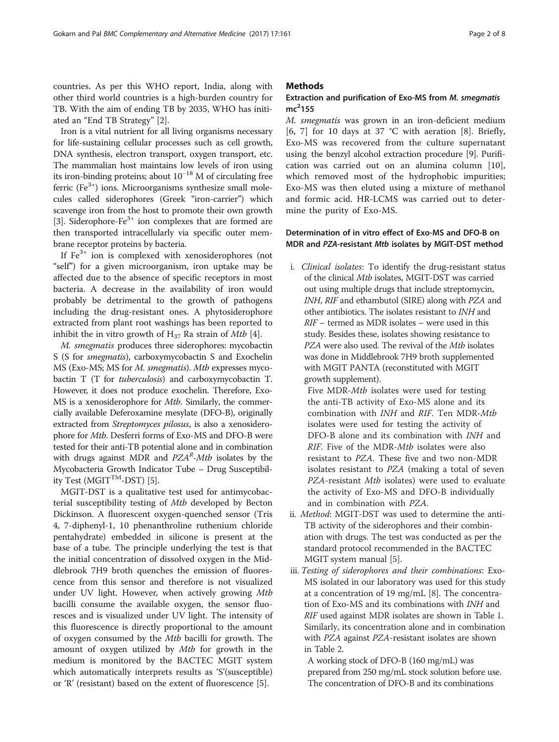countries. As per this WHO report, India, along with other third world countries is a high-burden country for TB. With the aim of ending TB by 2035, WHO has initiated an "End TB Strategy" [2].

Iron is a vital nutrient for all living organisms necessary for life-sustaining cellular processes such as cell growth, DNA synthesis, electron transport, oxygen transport, etc. The mammalian host maintains low levels of iron using its iron-binding proteins; about $10^{-18}$ M of circulating free ferric ($Fe^{3+}$) ions. Microorganisms synthesize small molecules called siderophores (Greek "iron-carrier") which scavenge iron from the host to promote their own growth [3]. Siderophore-$Fe^{3+}$ ion complexes that are formed are then transported intracellularly via specific outer membrane receptor proteins by bacteria.

If $Fe^{3+}$ ion is complexed with xenosiderophores (not "self") for a given microorganism, iron uptake may be affected due to the absence of specific receptors in most bacteria. A decrease in the availability of iron would probably be detrimental to the growth of pathogens including the drug-resistant ones. A phytosiderophore extracted from plant root washings has been reported to inhibit the in vitro growth of $H_{37}$ Ra strain of *Mtb* [4].

*M. smegmatis* produces three siderophores: mycobactin S (S for *smegmatis*), carboxymycobactin S and Exochelin MS (Exo-MS; MS for *M. smegmatis*). *Mtb* expresses mycobactin T (T for *tuberculosis*) and carboxymycobactin T. However, it does not produce exochelin. Therefore, Exo-MS is a xenosiderophore for *Mtb*. Similarly, the commercially available Deferoxamine mesylate (DFO-B), originally extracted from *Streptomyces pilosus*, is also a xenosiderophore for *Mtb*. Desferri forms of Exo-MS and DFO-B were tested for their anti-TB potential alone and in combination with drugs against MDR and *PZA^R^-Mtb* isolates by the Mycobacteria Growth Indicator Tube – Drug Susceptibility Test (MGIT™-DST) [5].

MGIT-DST is a qualitative test used for antimycobacterial susceptibility testing of *Mtb* developed by Becton Dickinson. A fluorescent oxygen-quenched sensor (Tris 4, 7-diphenyl-1, 10 phenanthroline ruthenium chloride pentahydrate) embedded in silicone is present at the base of a tube. The principle underlying the test is that the initial concentration of dissolved oxygen in the Middlebrook 7H9 broth quenches the emission of fluorescence from this sensor and therefore is not visualized under UV light. However, when actively growing *Mtb* bacilli consume the available oxygen, the sensor fluoresces and is visualized under UV light. The intensity of this fluorescence is directly proportional to the amount of oxygen consumed by the *Mtb* bacilli for growth. The amount of oxygen utilized by *Mtb* for growth in the medium is monitored by the BACTEC MGIT system which automatically interprets results as 'S'(susceptible) or 'R' (resistant) based on the extent of fluorescence [5].

## Methods

### Extraction and purification of Exo-MS from *M. smegmatis* $mc^2155$

*M. smegmatis* was grown in an iron-deficient medium [6, 7] for 10 days at 37 °C with aeration [8]. Briefly, Exo-MS was recovered from the culture supernatant using the benzyl alcohol extraction procedure [9]. Purification was carried out on an alumina column [10], which removed most of the hydrophobic impurities; Exo-MS was then eluted using a mixture of methanol and formic acid. HR-LCMS was carried out to determine the purity of Exo-MS.

### Determination of in vitro effect of Exo-MS and DFO-B on MDR and *PZA*-resistant *Mtb* isolates by MGIT-DST method

i. *Clinical isolates*: To identify the drug-resistant status of the clinical *Mtb* isolates, MGIT-DST was carried out using multiple drugs that include streptomycin, *INH*, *RIF* and ethambutol (SIRE) along with *PZA* and other antibiotics. The isolates resistant to *INH* and *RIF* – termed as MDR isolates – were used in this study. Besides these, isolates showing resistance to *PZA* were also used. The revival of the *Mtb* isolates was done in Middlebrook 7H9 broth supplemented with MGIT PANTA (reconstituted with MGIT growth supplement).

   Five MDR-*Mtb* isolates were used for testing the anti-TB activity of Exo-MS alone and its combination with *INH* and *RIF*. Ten MDR-*Mtb* isolates were used for testing the activity of DFO-B alone and its combination with *INH* and *RIF*. Five of the MDR-*Mtb* isolates were also resistant to *PZA*. These five and two non-MDR isolates resistant to *PZA* (making a total of seven *PZA*-resistant *Mtb* isolates) were used to evaluate the activity of Exo-MS and DFO-B individually and in combination with *PZA*.

ii. *Method*: MGIT-DST was used to determine the anti-TB activity of the siderophores and their combination with drugs. The test was conducted as per the standard protocol recommended in the BACTEC MGIT system manual [5].

iii. *Testing of siderophores and their combinations*: Exo-MS isolated in our laboratory was used for this study at a concentration of 19 mg/mL [8]. The concentration of Exo-MS and its combinations with *INH* and *RIF* used against MDR isolates are shown in Table 1. Similarly, its concentration alone and in combination with *PZA* against *PZA*-resistant isolates are shown in Table 2.

   A working stock of DFO-B (160 mg/mL) was prepared from 250 mg/mL stock solution before use. The concentration of DFO-B and its combinations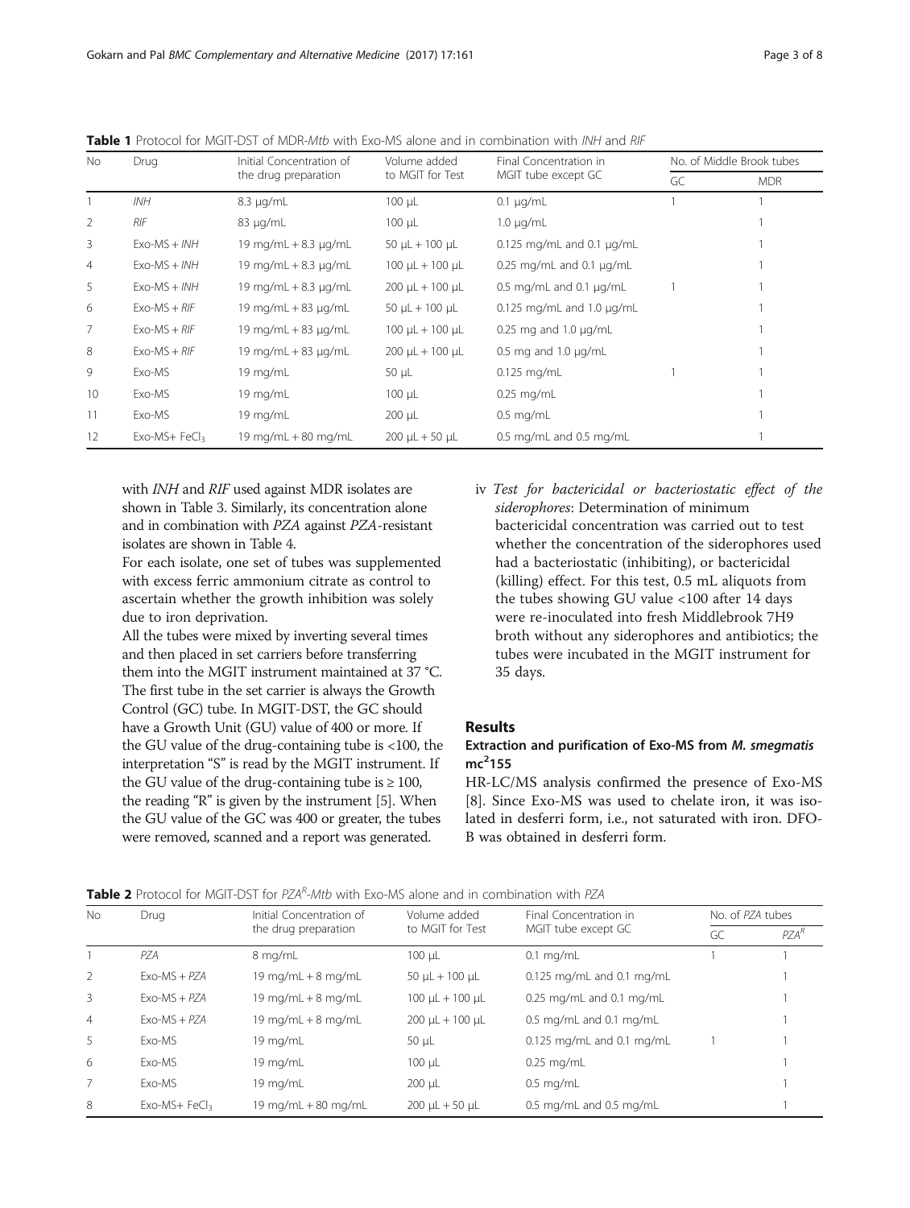**Table 1** Protocol for MGIT-DST of MDR-*Mtb* with Exo-MS alone and in combination with *INH* and *RIF*

| No | Drug | Initial Concentration of the drug preparation | Volume added to MGIT for Test | Final Concentration in MGIT tube except GC | No. of Middle Brook tubes | |
|---|---|---|---|---|---|---|
| | | | | | GC | MDR |
| 1 | *INH* | 8.3 μg/mL | 100 μL | 0.1 μg/mL | 1 | 1 |
| 2 | *RIF* | 83 μg/mL | 100 μL | 1.0 μg/mL | | 1 |
| 3 | Exo-MS + *INH* | 19 mg/mL + 8.3 μg/mL | 50 μL + 100 μL | 0.125 mg/mL and 0.1 μg/mL | | 1 |
| 4 | Exo-MS + *INH* | 19 mg/mL + 8.3 μg/mL | 100 μL + 100 μL | 0.25 mg/mL and 0.1 μg/mL | | 1 |
| 5 | Exo-MS + *INH* | 19 mg/mL + 8.3 μg/mL | 200 μL + 100 μL | 0.5 mg/mL and 0.1 μg/mL | 1 | 1 |
| 6 | Exo-MS + *RIF* | 19 mg/mL + 83 μg/mL | 50 μL + 100 μL | 0.125 mg/mL and 1.0 μg/mL | | 1 |
| 7 | Exo-MS + *RIF* | 19 mg/mL + 83 μg/mL | 100 μL + 100 μL | 0.25 mg and 1.0 μg/mL | | 1 |
| 8 | Exo-MS + *RIF* | 19 mg/mL + 83 μg/mL | 200 μL + 100 μL | 0.5 mg and 1.0 μg/mL | | 1 |
| 9 | Exo-MS | 19 mg/mL | 50 μL | 0.125 mg/mL | 1 | 1 |
| 10 | Exo-MS | 19 mg/mL | 100 μL | 0.25 mg/mL | | 1 |
| 11 | Exo-MS | 19 mg/mL | 200 μL | 0.5 mg/mL | | 1 |
| 12 | Exo-MS+ $FeCl_3$ | 19 mg/mL + 80 mg/mL | 200 μL + 50 μL | 0.5 mg/mL and 0.5 mg/mL | | 1 |

with *INH* and *RIF* used against MDR isolates are shown in Table 3. Similarly, its concentration alone and in combination with *PZA* against *PZA*-resistant isolates are shown in Table 4.

For each isolate, one set of tubes was supplemented with excess ferric ammonium citrate as control to ascertain whether the growth inhibition was solely due to iron deprivation.

All the tubes were mixed by inverting several times and then placed in set carriers before transferring them into the MGIT instrument maintained at 37 °C. The first tube in the set carrier is always the Growth Control (GC) tube. In MGIT-DST, the GC should have a Growth Unit (GU) value of 400 or more. If the GU value of the drug-containing tube is <100, the interpretation "S" is read by the MGIT instrument. If the GU value of the drug-containing tube is ≥ 100, the reading "R" is given by the instrument [5]. When the GU value of the GC was 400 or greater, the tubes were removed, scanned and a report was generated.

iv *Test for bactericidal or bacteriostatic effect of the siderophores*: Determination of minimum bactericidal concentration was carried out to test whether the concentration of the siderophores used had a bacteriostatic (inhibiting), or bactericidal (killing) effect. For this test, 0.5 mL aliquots from the tubes showing GU value <100 after 14 days were re-inoculated into fresh Middlebrook 7H9 broth without any siderophores and antibiotics; the tubes were incubated in the MGIT instrument for 35 days.

## Results

### Extraction and purification of Exo-MS from *M. smegmatis* $mc^2155$

HR-LC/MS analysis confirmed the presence of Exo-MS [8]. Since Exo-MS was used to chelate iron, it was isolated in desferri form, i.e., not saturated with iron. DFO-B was obtained in desferri form.

**Table 2** Protocol for MGIT-DST for $PZA^R$-*Mtb* with Exo-MS alone and in combination with *PZA*

| No | Drug | Initial Concentration of the drug preparation | Volume added to MGIT for Test | Final Concentration in MGIT tube except GC | No. of *PZA* tubes | |
|---|---|---|---|---|---|---|
| | | | | | GC | $PZA^R$ |
| 1 | *PZA* | 8 mg/mL | 100 μL | 0.1 mg/mL | 1 | 1 |
| 2 | Exo-MS + *PZA* | 19 mg/mL + 8 mg/mL | 50 μL + 100 μL | 0.125 mg/mL and 0.1 mg/mL | | 1 |
| 3 | Exo-MS + *PZA* | 19 mg/mL + 8 mg/mL | 100 μL + 100 μL | 0.25 mg/mL and 0.1 mg/mL | | 1 |
| 4 | Exo-MS + *PZA* | 19 mg/mL + 8 mg/mL | 200 μL + 100 μL | 0.5 mg/mL and 0.1 mg/mL | | 1 |
| 5 | Exo-MS | 19 mg/mL | 50 μL | 0.125 mg/mL and 0.1 mg/mL | 1 | 1 |
| 6 | Exo-MS | 19 mg/mL | 100 μL | 0.25 mg/mL | | 1 |
| 7 | Exo-MS | 19 mg/mL | 200 μL | 0.5 mg/mL | | 1 |
| 8 | Exo-MS+ $FeCl_3$ | 19 mg/mL + 80 mg/mL | 200 μL + 50 μL | 0.5 mg/mL and 0.5 mg/mL | | 1 |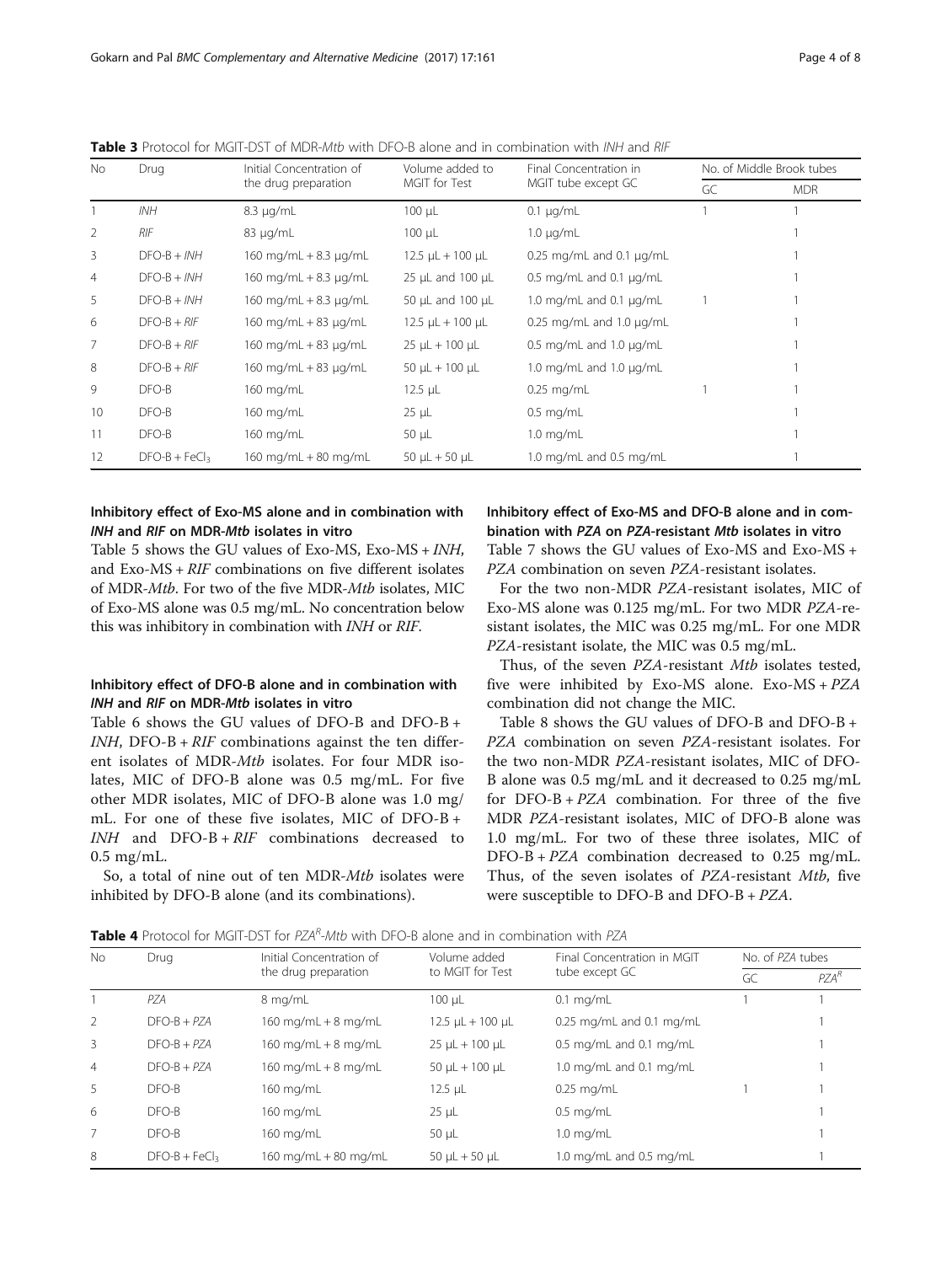**Table 3** Protocol for MGIT-DST of MDR-*Mtb* with DFO-B alone and in combination with *INH* and *RIF*

| No | Drug | Initial Concentration of the drug preparation | Volume added to MGIT for Test | Final Concentration in MGIT tube except GC | No. of Middle Brook tubes | |
|---|---|---|---|---|---|---|
| | | | | | GC | MDR |
| 1 | *INH* | 8.3 μg/mL | 100 μL | 0.1 μg/mL | 1 | 1 |
| 2 | *RIF* | 83 μg/mL | 100 μL | 1.0 μg/mL | | 1 |
| 3 | DFO-B + *INH* | 160 mg/mL + 8.3 μg/mL | 12.5 μL + 100 μL | 0.25 mg/mL and 0.1 μg/mL | | 1 |
| 4 | DFO-B + *INH* | 160 mg/mL + 8.3 μg/mL | 25 μL and 100 μL | 0.5 mg/mL and 0.1 μg/mL | | 1 |
| 5 | DFO-B + *INH* | 160 mg/mL + 8.3 μg/mL | 50 μL and 100 μL | 1.0 mg/mL and 0.1 μg/mL | 1 | 1 |
| 6 | DFO-B + *RIF* | 160 mg/mL + 83 μg/mL | 12.5 μL + 100 μL | 0.25 mg/mL and 1.0 μg/mL | | 1 |
| 7 | DFO-B + *RIF* | 160 mg/mL + 83 μg/mL | 25 μL + 100 μL | 0.5 mg/mL and 1.0 μg/mL | | 1 |
| 8 | DFO-B + *RIF* | 160 mg/mL + 83 μg/mL | 50 μL + 100 μL | 1.0 mg/mL and 1.0 μg/mL | | 1 |
| 9 | DFO-B | 160 mg/mL | 12.5 μL | 0.25 mg/mL | 1 | 1 |
| 10 | DFO-B | 160 mg/mL | 25 μL | 0.5 mg/mL | | 1 |
| 11 | DFO-B | 160 mg/mL | 50 μL | 1.0 mg/mL | | 1 |
| 12 | DFO-B + $FeCl_3$ | 160 mg/mL + 80 mg/mL | 50 μL + 50 μL | 1.0 mg/mL and 0.5 mg/mL | | 1 |

### Inhibitory effect of Exo-MS alone and in combination with *INH* and *RIF* on MDR-*Mtb* isolates in vitro

Table 5 shows the GU values of Exo-MS, Exo-MS + *INH*, and Exo-MS + *RIF* combinations on five different isolates of MDR-*Mtb*. For two of the five MDR-*Mtb* isolates, MIC of Exo-MS alone was 0.5 mg/mL. No concentration below this was inhibitory in combination with *INH* or *RIF*.

### Inhibitory effect of DFO-B alone and in combination with *INH* and *RIF* on MDR-*Mtb* isolates in vitro

Table 6 shows the GU values of DFO-B and DFO-B + *INH*, DFO-B + *RIF* combinations against the ten different isolates of MDR-*Mtb* isolates. For four MDR isolates, MIC of DFO-B alone was 0.5 mg/mL. For five other MDR isolates, MIC of DFO-B alone was 1.0 mg/mL. For one of these five isolates, MIC of DFO-B + *INH* and DFO-B + *RIF* combinations decreased to 0.5 mg/mL.

So, a total of nine out of ten MDR-*Mtb* isolates were inhibited by DFO-B alone (and its combinations).

### Inhibitory effect of Exo-MS and DFO-B alone and in combination with *PZA* on *PZA*-resistant *Mtb* isolates in vitro

Table 7 shows the GU values of Exo-MS and Exo-MS + *PZA* combination on seven *PZA*-resistant isolates.

For the two non-MDR *PZA*-resistant isolates, MIC of Exo-MS alone was 0.125 mg/mL. For two MDR *PZA*-resistant isolates, the MIC was 0.25 mg/mL. For one MDR *PZA*-resistant isolate, the MIC was 0.5 mg/mL.

Thus, of the seven *PZA*-resistant *Mtb* isolates tested, five were inhibited by Exo-MS alone. Exo-MS + *PZA* combination did not change the MIC.

Table 8 shows the GU values of DFO-B and DFO-B + *PZA* combination on seven *PZA*-resistant isolates. For the two non-MDR *PZA*-resistant isolates, MIC of DFO-B alone was 0.5 mg/mL and it decreased to 0.25 mg/mL for DFO-B + *PZA* combination. For three of the five MDR *PZA*-resistant isolates, MIC of DFO-B alone was 1.0 mg/mL. For two of these three isolates, MIC of DFO-B + *PZA* combination decreased to 0.25 mg/mL. Thus, of the seven isolates of *PZA*-resistant *Mtb*, five were susceptible to DFO-B and DFO-B + *PZA*.

**Table 4** Protocol for MGIT-DST for $PZA^R$-*Mtb* with DFO-B alone and in combination with *PZA*

| No | Drug | Initial Concentration of the drug preparation | Volume added to MGIT for Test | Final Concentration in MGIT tube except GC | No. of *PZA* tubes | |
|---|---|---|---|---|---|---|
| | | | | | GC | $PZA^R$ |
| 1 | *PZA* | 8 mg/mL | 100 μL | 0.1 mg/mL | 1 | 1 |
| 2 | DFO-B + *PZA* | 160 mg/mL + 8 mg/mL | 12.5 μL + 100 μL | 0.25 mg/mL and 0.1 mg/mL | | 1 |
| 3 | DFO-B + *PZA* | 160 mg/mL + 8 mg/mL | 25 μL + 100 μL | 0.5 mg/mL and 0.1 mg/mL | | 1 |
| 4 | DFO-B + *PZA* | 160 mg/mL + 8 mg/mL | 50 μL + 100 μL | 1.0 mg/mL and 0.1 mg/mL | | 1 |
| 5 | DFO-B | 160 mg/mL | 12.5 μL | 0.25 mg/mL | 1 | 1 |
| 6 | DFO-B | 160 mg/mL | 25 μL | 0.5 mg/mL | | 1 |
| 7 | DFO-B | 160 mg/mL | 50 μL | 1.0 mg/mL | | 1 |
| 8 | DFO-B + $FeCl_3$ | 160 mg/mL + 80 mg/mL | 50 μL + 50 μL | 1.0 mg/mL and 0.5 mg/mL | | 1 |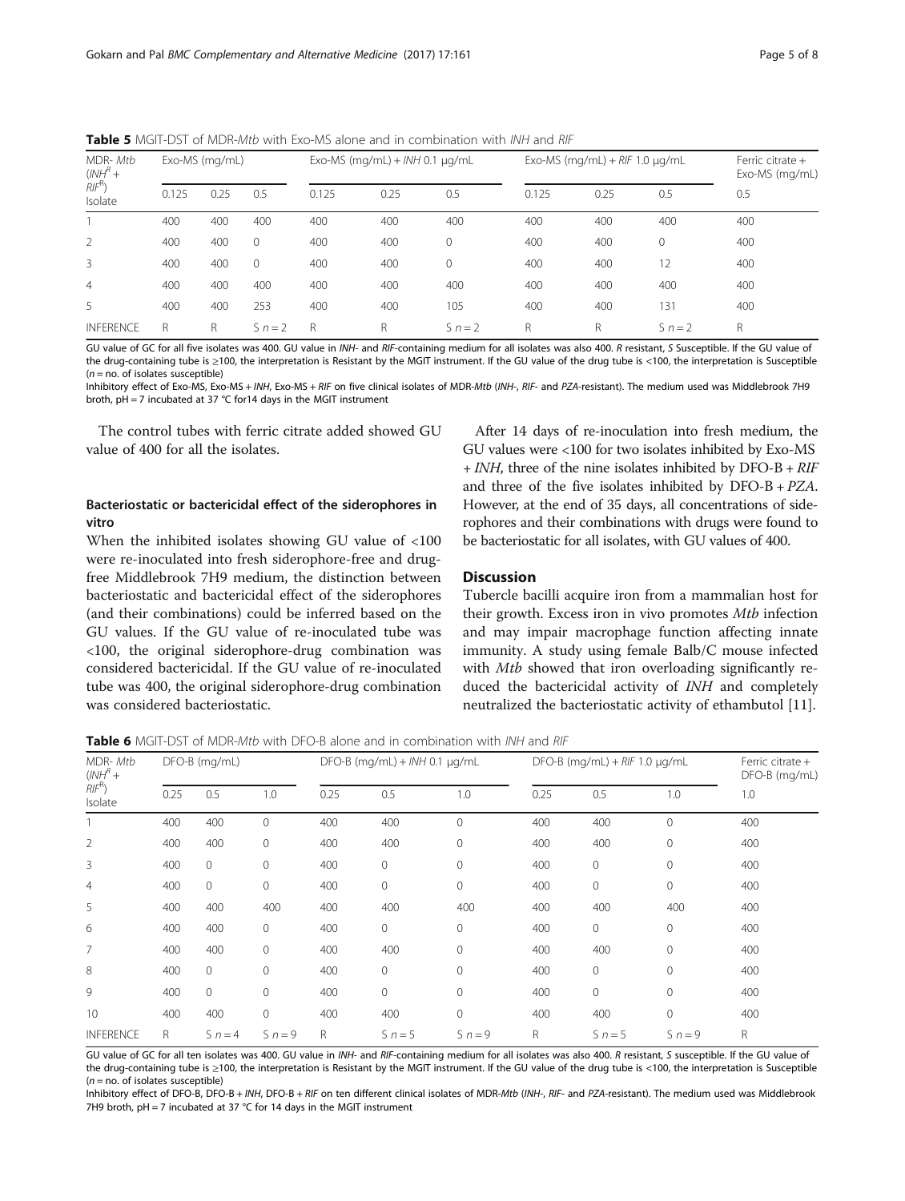**Table 5** MGIT-DST of MDR-*Mtb* with Exo-MS alone and in combination with *INH* and *RIF*

| MDR- *Mtb* ($INH^R$ + $RIF^R$) Isolate | Exo-MS (mg/mL) | | | Exo-MS (mg/mL) + *INH* 0.1 μg/mL | | | Exo-MS (mg/mL) + *RIF* 1.0 μg/mL | | | Ferric citrate + Exo-MS (mg/mL) |
|---|---|---|---|---|---|---|---|---|---|---|
| | 0.125 | 0.25 | 0.5 | 0.125 | 0.25 | 0.5 | 0.125 | 0.25 | 0.5 | 0.5 |
| 1 | 400 | 400 | 400 | 400 | 400 | 400 | 400 | 400 | 400 | 400 |
| 2 | 400 | 400 | 0 | 400 | 400 | 0 | 400 | 400 | 0 | 400 |
| 3 | 400 | 400 | 0 | 400 | 400 | 0 | 400 | 400 | 12 | 400 |
| 4 | 400 | 400 | 400 | 400 | 400 | 400 | 400 | 400 | 400 | 400 |
| 5 | 400 | 400 | 253 | 400 | 400 | 105 | 400 | 400 | 131 | 400 |
| INFERENCE | R | R | S n = 2 | R | R | S n = 2 | R | R | S n = 2 | R |

GU value of GC for all five isolates was 400. GU value in *INH*- and *RIF*-containing medium for all isolates was also 400. *R* resistant, *S* Susceptible. If the GU value of the drug-containing tube is ≥100, the interpretation is Resistant by the MGIT instrument. If the GU value of the drug tube is <100, the interpretation is Susceptible (*n* = no. of isolates susceptible)

Inhibitory effect of Exo-MS, Exo-MS + *INH*, Exo-MS + *RIF* on five clinical isolates of MDR-*Mtb* (*INH*-, *RIF*- and *PZA*-resistant). The medium used was Middlebrook 7H9 broth, pH = 7 incubated at 37 °C for14 days in the MGIT instrument

The control tubes with ferric citrate added showed GU value of 400 for all the isolates.

### Bacteriostatic or bactericidal effect of the siderophores in vitro

When the inhibited isolates showing GU value of <100 were re-inoculated into fresh siderophore-free and drug-free Middlebrook 7H9 medium, the distinction between bacteriostatic and bactericidal effect of the siderophores (and their combinations) could be inferred based on the GU values. If the GU value of re-inoculated tube was <100, the original siderophore-drug combination was considered bactericidal. If the GU value of re-inoculated tube was 400, the original siderophore-drug combination was considered bacteriostatic.

After 14 days of re-inoculation into fresh medium, the GU values were <100 for two isolates inhibited by Exo-MS + *INH*, three of the nine isolates inhibited by DFO-B + *RIF* and three of the five isolates inhibited by DFO-B + *PZA*. However, at the end of 35 days, all concentrations of siderophores and their combinations with drugs were found to be bacteriostatic for all isolates, with GU values of 400.

## Discussion

Tubercle bacilli acquire iron from a mammalian host for their growth. Excess iron in vivo promotes *Mtb* infection and may impair macrophage function affecting innate immunity. A study using female Balb/C mouse infected with *Mtb* showed that iron overloading significantly reduced the bactericidal activity of *INH* and completely neutralized the bacteriostatic activity of ethambutol [11].

**Table 6** MGIT-DST of MDR-*Mtb* with DFO-B alone and in combination with *INH* and *RIF*

| MDR- *Mtb* ($INH^R$ + $RIF^R$) Isolate | DFO-B (mg/mL) | | | DFO-B (mg/mL) + *INH* 0.1 μg/mL | | | DFO-B (mg/mL) + *RIF* 1.0 μg/mL | | | Ferric citrate + DFO-B (mg/mL) |
|---|---|---|---|---|---|---|---|---|---|---|
| | 0.25 | 0.5 | 1.0 | 0.25 | 0.5 | 1.0 | 0.25 | 0.5 | 1.0 | 1.0 |
| 1 | 400 | 400 | 0 | 400 | 400 | 0 | 400 | 400 | 0 | 400 |
| 2 | 400 | 400 | 0 | 400 | 400 | 0 | 400 | 400 | 0 | 400 |
| 3 | 400 | 0 | 0 | 400 | 0 | 0 | 400 | 0 | 0 | 400 |
| 4 | 400 | 0 | 0 | 400 | 0 | 0 | 400 | 0 | 0 | 400 |
| 5 | 400 | 400 | 400 | 400 | 400 | 400 | 400 | 400 | 400 | 400 |
| 6 | 400 | 400 | 0 | 400 | 0 | 0 | 400 | 0 | 0 | 400 |
| 7 | 400 | 400 | 0 | 400 | 400 | 0 | 400 | 400 | 0 | 400 |
| 8 | 400 | 0 | 0 | 400 | 0 | 0 | 400 | 0 | 0 | 400 |
| 9 | 400 | 0 | 0 | 400 | 0 | 0 | 400 | 0 | 0 | 400 |
| 10 | 400 | 400 | 0 | 400 | 400 | 0 | 400 | 400 | 0 | 400 |
| INFERENCE | R | S n = 4 | S n = 9 | R | S n = 5 | S n = 9 | R | S n = 5 | S n = 9 | R |

GU value of GC for all ten isolates was 400. GU value in *INH*- and *RIF*-containing medium for all isolates was also 400. *R* resistant, *S* susceptible. If the GU value of the drug-containing tube is ≥100, the interpretation is Resistant by the MGIT instrument. If the GU value of the drug tube is <100, the interpretation is Susceptible (*n* = no. of isolates susceptible)

Inhibitory effect of DFO-B, DFO-B + *INH*, DFO-B + *RIF* on ten different clinical isolates of MDR-*Mtb* (*INH*-, *RIF*- and *PZA*-resistant). The medium used was Middlebrook 7H9 broth, pH = 7 incubated at 37 °C for 14 days in the MGIT instrument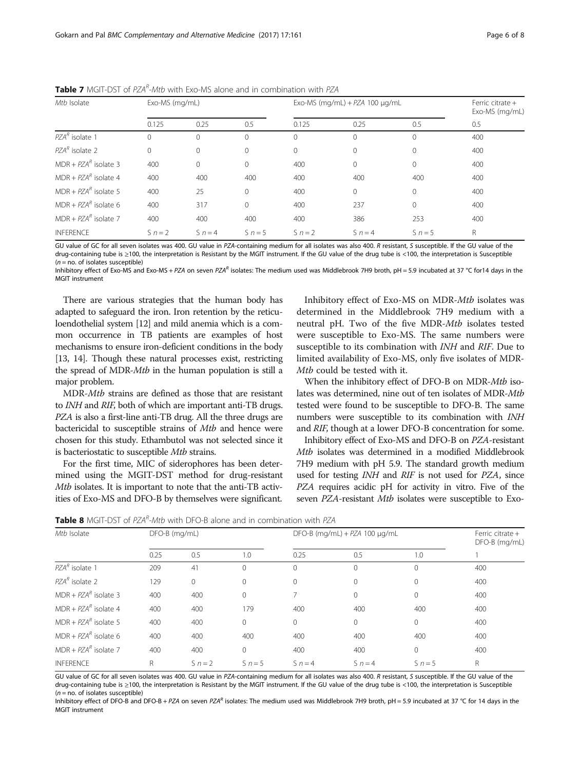**Table 7** MGIT-DST of $PZA^R$-*Mtb* with Exo-MS alone and in combination with *PZA*

| *Mtb* Isolate | Exo-MS (mg/mL) | | | Exo-MS (mg/mL) + *PZA* 100 μg/mL | | | Ferric citrate + Exo-MS (mg/mL) |
|---|---|---|---|---|---|---|---|
| | 0.125 | 0.25 | 0.5 | 0.125 | 0.25 | 0.5 | 0.5 |
| $PZA^R$ isolate 1 | 0 | 0 | 0 | 0 | 0 | 0 | 400 |
| $PZA^R$ isolate 2 | 0 | 0 | 0 | 0 | 0 | 0 | 400 |
| MDR + $PZA^R$ isolate 3 | 400 | 0 | 0 | 400 | 0 | 0 | 400 |
| MDR + $PZA^R$ isolate 4 | 400 | 400 | 400 | 400 | 400 | 400 | 400 |
| MDR + $PZA^R$ isolate 5 | 400 | 25 | 0 | 400 | 0 | 0 | 400 |
| MDR + $PZA^R$ isolate 6 | 400 | 317 | 0 | 400 | 237 | 0 | 400 |
| MDR + $PZA^R$ isolate 7 | 400 | 400 | 400 | 400 | 386 | 253 | 400 |
| INFERENCE | S n = 2 | S n = 4 | S n = 5 | S n = 2 | S n = 4 | S n = 5 | R |

GU value of GC for all seven isolates was 400. GU value in *PZA*-containing medium for all isolates was also 400. *R* resistant, *S* susceptible. If the GU value of the drug-containing tube is ≥100, the interpretation is Resistant by the MGIT instrument. If the GU value of the drug tube is <100, the interpretation is Susceptible (*n* = no. of isolates susceptible)

Inhibitory effect of Exo-MS and Exo-MS + *PZA* on seven $PZA^R$ isolates: The medium used was Middlebrook 7H9 broth, pH = 5.9 incubated at 37 °C for14 days in the MGIT instrument

There are various strategies that the human body has adapted to safeguard the iron. Iron retention by the reticuloendothelial system [12] and mild anemia which is a common occurrence in TB patients are examples of host mechanisms to ensure iron-deficient conditions in the body [13, 14]. Though these natural processes exist, restricting the spread of MDR-*Mtb* in the human population is still a major problem.

MDR-*Mtb* strains are defined as those that are resistant to *INH* and *RIF*, both of which are important anti-TB drugs. *PZA* is also a first-line anti-TB drug. All the three drugs are bactericidal to susceptible strains of *Mtb* and hence were chosen for this study. Ethambutol was not selected since it is bacteriostatic to susceptible *Mtb* strains.

For the first time, MIC of siderophores has been determined using the MGIT-DST method for drug-resistant *Mtb* isolates. It is important to note that the anti-TB activities of Exo-MS and DFO-B by themselves were significant.

Inhibitory effect of Exo-MS on MDR-*Mtb* isolates was determined in the Middlebrook 7H9 medium with a neutral pH. Two of the five MDR-*Mtb* isolates tested were susceptible to Exo-MS. The same numbers were susceptible to its combination with *INH* and *RIF*. Due to limited availability of Exo-MS, only five isolates of MDR-*Mtb* could be tested with it.

When the inhibitory effect of DFO-B on MDR-*Mtb* isolates was determined, nine out of ten isolates of MDR-*Mtb* tested were found to be susceptible to DFO-B. The same numbers were susceptible to its combination with *INH* and *RIF*, though at a lower DFO-B concentration for some.

Inhibitory effect of Exo-MS and DFO-B on *PZA*-resistant *Mtb* isolates was determined in a modified Middlebrook 7H9 medium with pH 5.9. The standard growth medium used for testing *INH* and *RIF* is not used for *PZA*, since *PZA* requires acidic pH for activity in vitro. Five of the seven *PZA*-resistant *Mtb* isolates were susceptible to Exo-

**Table 8** MGIT-DST of $PZA^R$-*Mtb* with DFO-B alone and in combination with *PZA*

| *Mtb* Isolate | DFO-B (mg/mL) | | | DFO-B (mg/mL) + *PZA* 100 μg/mL | | | Ferric citrate + DFO-B (mg/mL) |
|---|---|---|---|---|---|---|---|
| | 0.25 | 0.5 | 1.0 | 0.25 | 0.5 | 1.0 | 1 |
| $PZA^R$ isolate 1 | 209 | 41 | 0 | 0 | 0 | 0 | 400 |
| $PZA^R$ isolate 2 | 129 | 0 | 0 | 0 | 0 | 0 | 400 |
| MDR + $PZA^R$ isolate 3 | 400 | 400 | 0 | 7 | 0 | 0 | 400 |
| MDR + $PZA^R$ isolate 4 | 400 | 400 | 179 | 400 | 400 | 400 | 400 |
| MDR + $PZA^R$ isolate 5 | 400 | 400 | 0 | 0 | 0 | 0 | 400 |
| MDR + $PZA^R$ isolate 6 | 400 | 400 | 400 | 400 | 400 | 400 | 400 |
| MDR + $PZA^R$ isolate 7 | 400 | 400 | 0 | 400 | 400 | 0 | 400 |
| INFERENCE | R | S n = 2 | S n = 5 | S n = 4 | S n = 4 | S n = 5 | R |

GU value of GC for all seven isolates was 400. GU value in *PZA*-containing medium for all isolates was also 400. *R* resistant, *S* susceptible. If the GU value of the drug-containing tube is ≥100, the interpretation is Resistant by the MGIT instrument. If the GU value of the drug tube is <100, the interpretation is Susceptible (*n* = no. of isolates susceptible)

Inhibitory effect of DFO-B and DFO-B + *PZA* on seven $PZA^R$ isolates: The medium used was Middlebrook 7H9 broth, pH = 5.9 incubated at 37 °C for 14 days in the MGIT instrument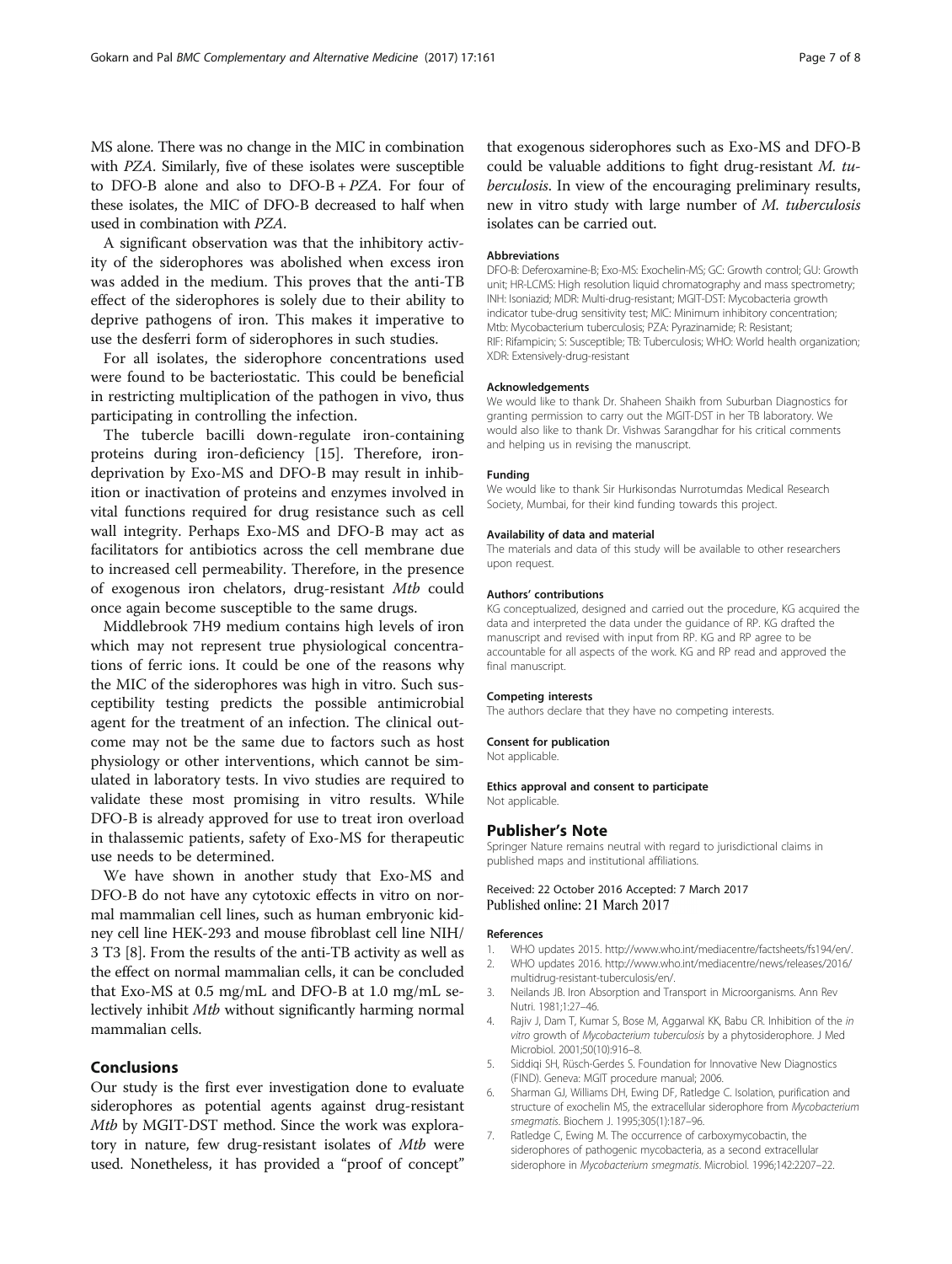MS alone. There was no change in the MIC in combination with *PZA*. Similarly, five of these isolates were susceptible to DFO-B alone and also to DFO-B + *PZA*. For four of these isolates, the MIC of DFO-B decreased to half when used in combination with *PZA*.

A significant observation was that the inhibitory activity of the siderophores was abolished when excess iron was added in the medium. This proves that the anti-TB effect of the siderophores is solely due to their ability to deprive pathogens of iron. This makes it imperative to use the desferri form of siderophores in such studies.

For all isolates, the siderophore concentrations used were found to be bacteriostatic. This could be beneficial in restricting multiplication of the pathogen in vivo, thus participating in controlling the infection.

The tubercle bacilli down-regulate iron-containing proteins during iron-deficiency [15]. Therefore, iron-deprivation by Exo-MS and DFO-B may result in inhibition or inactivation of proteins and enzymes involved in vital functions required for drug resistance such as cell wall integrity. Perhaps Exo-MS and DFO-B may act as facilitators for antibiotics across the cell membrane due to increased cell permeability. Therefore, in the presence of exogenous iron chelators, drug-resistant *Mtb* could once again become susceptible to the same drugs.

Middlebrook 7H9 medium contains high levels of iron which may not represent true physiological concentrations of ferric ions. It could be one of the reasons why the MIC of the siderophores was high in vitro. Such susceptibility testing predicts the possible antimicrobial agent for the treatment of an infection. The clinical outcome may not be the same due to factors such as host physiology or other interventions, which cannot be simulated in laboratory tests. In vivo studies are required to validate these most promising in vitro results. While DFO-B is already approved for use to treat iron overload in thalassemic patients, safety of Exo-MS for therapeutic use needs to be determined.

We have shown in another study that Exo-MS and DFO-B do not have any cytotoxic effects in vitro on normal mammalian cell lines, such as human embryonic kidney cell line HEK-293 and mouse fibroblast cell line NIH/3 T3 [8]. From the results of the anti-TB activity as well as the effect on normal mammalian cells, it can be concluded that Exo-MS at 0.5 mg/mL and DFO-B at 1.0 mg/mL selectively inhibit *Mtb* without significantly harming normal mammalian cells.

## Conclusions

Our study is the first ever investigation done to evaluate siderophores as potential agents against drug-resistant *Mtb* by MGIT-DST method. Since the work was exploratory in nature, few drug-resistant isolates of *Mtb* were used. Nonetheless, it has provided a "proof of concept" that exogenous siderophores such as Exo-MS and DFO-B could be valuable additions to fight drug-resistant *M. tuberculosis*. In view of the encouraging preliminary results, new in vitro study with large number of *M. tuberculosis* isolates can be carried out.

#### Abbreviations

DFO-B: Deferoxamine-B; Exo-MS: Exochelin-MS; GC: Growth control; GU: Growth unit; HR-LCMS: High resolution liquid chromatography and mass spectrometry; INH: Isoniazid; MDR: Multi-drug-resistant; MGIT-DST: Mycobacteria growth indicator tube-drug sensitivity test; MIC: Minimum inhibitory concentration; Mtb: Mycobacterium tuberculosis; PZA: Pyrazinamide; R: Resistant; RIF: Rifampicin; S: Susceptible; TB: Tuberculosis; WHO: World health organization; XDR: Extensively-drug-resistant

#### Acknowledgements

We would like to thank Dr. Shaheen Shaikh from Suburban Diagnostics for granting permission to carry out the MGIT-DST in her TB laboratory. We would also like to thank Dr. Vishwas Sarangdhar for his critical comments and helping us in revising the manuscript.

#### Funding

We would like to thank Sir Hurkisondas Nurrotumdas Medical Research Society, Mumbai, for their kind funding towards this project.

#### Availability of data and material

The materials and data of this study will be available to other researchers upon request.

#### Authors' contributions

KG conceptualized, designed and carried out the procedure, KG acquired the data and interpreted the data under the guidance of RP. KG drafted the manuscript and revised with input from RP. KG and RP agree to be accountable for all aspects of the work. KG and RP read and approved the final manuscript.

#### Competing interests

The authors declare that they have no competing interests.

#### Consent for publication

Not applicable.

#### Ethics approval and consent to participate

Not applicable.

## Publisher's Note

Springer Nature remains neutral with regard to jurisdictional claims in published maps and institutional affiliations.

Received: 22 October 2016 Accepted: 7 March 2017
Published online: 21 March 2017

#### References

1. WHO updates 2015. http://www.who.int/mediacentre/factsheets/fs194/en/.
2. WHO updates 2016. http://www.who.int/mediacentre/news/releases/2016/multidrug-resistant-tuberculosis/en/.
3. Neilands JB. Iron Absorption and Transport in Microorganisms. Ann Rev Nutri. 1981;1:27–46.
4. Rajiv J, Dam T, Kumar S, Bose M, Aggarwal KK, Babu CR. Inhibition of the *in vitro* growth of *Mycobacterium tuberculosis* by a phytosiderophore. J Med Microbiol. 2001;50(10):916–8.
5. Siddiqi SH, Rüsch-Gerdes S. Foundation for Innovative New Diagnostics (FIND). Geneva: MGIT procedure manual; 2006.
6. Sharman GJ, Williams DH, Ewing DF, Ratledge C. Isolation, purification and structure of exochelin MS, the extracellular siderophore from *Mycobacterium smegmatis*. Biochem J. 1995;305(1):187–96.
7. Ratledge C, Ewing M. The occurrence of carboxymycobactin, the siderophores of pathogenic mycobacteria, as a second extracellular siderophore in *Mycobacterium smegmatis*. Microbiol. 1996;142:2207–22.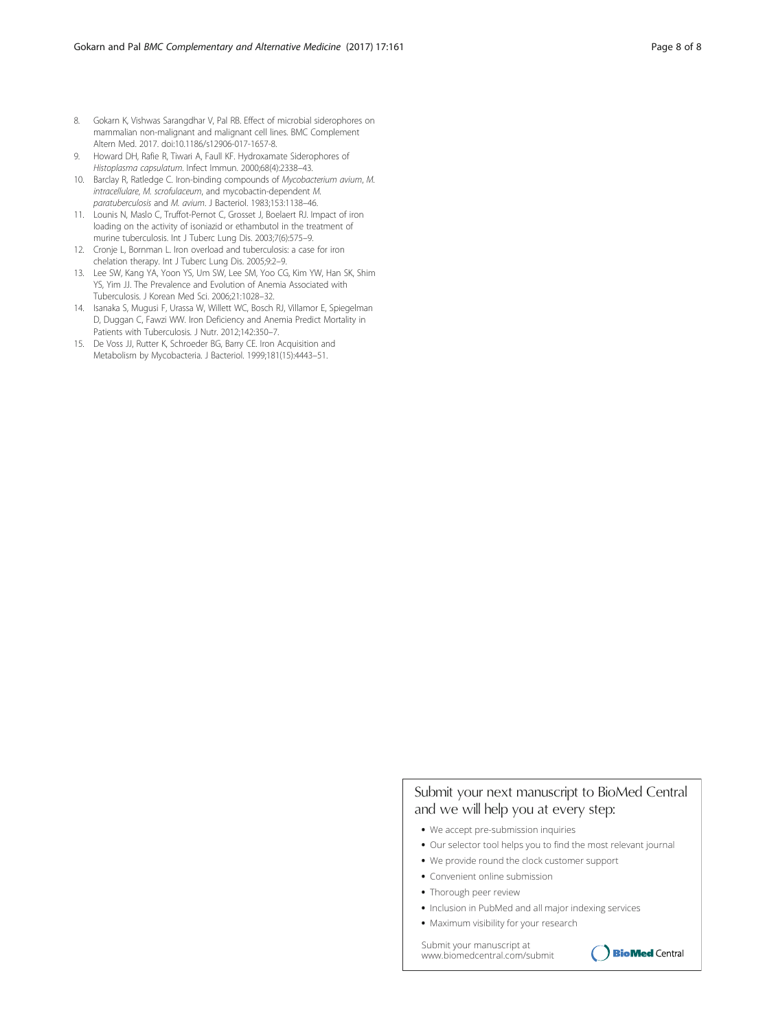8. Gokarn K, Vishwas Sarangdhar V, Pal RB. Effect of microbial siderophores on mammalian non-malignant and malignant cell lines. BMC Complement Altern Med. 2017. doi:10.1186/s12906-017-1657-8.
9. Howard DH, Rafie R, Tiwari A, Faull KF. Hydroxamate Siderophores of *Histoplasma capsulatum*. Infect Immun. 2000;68(4):2338–43.
10. Barclay R, Ratledge C. Iron-binding compounds of *Mycobacterium avium*, *M. intracellulare*, *M. scrofulaceum*, and mycobactin-dependent *M. paratuberculosis* and *M. avium*. J Bacteriol. 1983;153:1138–46.
11. Lounis N, Maslo C, Truffot-Pernot C, Grosset J, Boelaert RJ. Impact of iron loading on the activity of isoniazid or ethambutol in the treatment of murine tuberculosis. Int J Tuberc Lung Dis. 2003;7(6):575–9.
12. Cronje L, Bornman L. Iron overload and tuberculosis: a case for iron chelation therapy. Int J Tuberc Lung Dis. 2005;9:2–9.
13. Lee SW, Kang YA, Yoon YS, Um SW, Lee SM, Yoo CG, Kim YW, Han SK, Shim YS, Yim JJ. The Prevalence and Evolution of Anemia Associated with Tuberculosis. J Korean Med Sci. 2006;21:1028–32.
14. Isanaka S, Mugusi F, Urassa W, Willett WC, Bosch RJ, Villamor E, Spiegelman D, Duggan C, Fawzi WW. Iron Deficiency and Anemia Predict Mortality in Patients with Tuberculosis. J Nutr. 2012;142:350–7.
15. De Voss JJ, Rutter K, Schroeder BG, Barry CE. Iron Acquisition and Metabolism by Mycobacteria. J Bacteriol. 1999;181(15):4443–51.

Submit your next manuscript to BioMed Central and we will help you at every step:

- We accept pre-submission inquiries
- Our selector tool helps you to find the most relevant journal
- We provide round the clock customer support
- Convenient online submission
- Thorough peer review
- Inclusion in PubMed and all major indexing services
- Maximum visibility for your research

Submit your manuscript at
www.biomedcentral.com/submit

BioMed Central